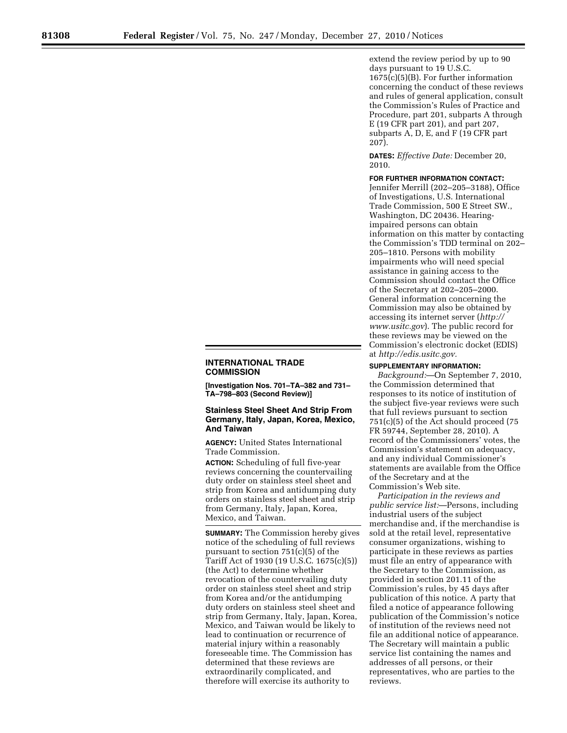## INTERNATIONAL TRADE COMMISSION

**[Investigation Nos. 701–TA–382 and 731–TA–798–803 (Second Review)]**

### Stainless Steel Sheet And Strip From Germany, Italy, Japan, Korea, Mexico, And Taiwan

**AGENCY:** United States International Trade Commission.

**ACTION:** Scheduling of full five-year reviews concerning the countervailing duty order on stainless steel sheet and strip from Korea and antidumping duty orders on stainless steel sheet and strip from Germany, Italy, Japan, Korea, Mexico, and Taiwan.

**SUMMARY:** The Commission hereby gives notice of the scheduling of full reviews pursuant to section 751(c)(5) of the Tariff Act of 1930 (19 U.S.C. 1675(c)(5)) (the Act) to determine whether revocation of the countervailing duty order on stainless steel sheet and strip from Korea and/or the antidumping duty orders on stainless steel sheet and strip from Germany, Italy, Japan, Korea, Mexico, and Taiwan would be likely to lead to continuation or recurrence of material injury within a reasonably foreseeable time. The Commission has determined that these reviews are extraordinarily complicated, and therefore will exercise its authority to extend the review period by up to 90 days pursuant to 19 U.S.C. 1675(c)(5)(B). For further information concerning the conduct of these reviews and rules of general application, consult the Commission's Rules of Practice and Procedure, part 201, subparts A through E (19 CFR part 201), and part 207, subparts A, D, E, and F (19 CFR part 207).

**DATES:** *Effective Date:* December 20, 2010.

**FOR FURTHER INFORMATION CONTACT:** Jennifer Merrill (202–205–3188), Office of Investigations, U.S. International Trade Commission, 500 E Street SW., Washington, DC 20436. Hearing-impaired persons can obtain information on this matter by contacting the Commission's TDD terminal on 202–205–1810. Persons with mobility impairments who will need special assistance in gaining access to the Commission should contact the Office of the Secretary at 202–205–2000. General information concerning the Commission may also be obtained by accessing its internet server (*http://www.usitc.gov*). The public record for these reviews may be viewed on the Commission's electronic docket (EDIS) at *http://edis.usitc.gov.*

**SUPPLEMENTARY INFORMATION:**

*Background:*—On September 7, 2010, the Commission determined that responses to its notice of institution of the subject five-year reviews were such that full reviews pursuant to section 751(c)(5) of the Act should proceed (75 FR 59744, September 28, 2010). A record of the Commissioners' votes, the Commission's statement on adequacy, and any individual Commissioner's statements are available from the Office of the Secretary and at the Commission's Web site.

*Participation in the reviews and public service list:*—Persons, including industrial users of the subject merchandise and, if the merchandise is sold at the retail level, representative consumer organizations, wishing to participate in these reviews as parties must file an entry of appearance with the Secretary to the Commission, as provided in section 201.11 of the Commission's rules, by 45 days after publication of this notice. A party that filed a notice of appearance following publication of the Commission's notice of institution of the reviews need not file an additional notice of appearance. The Secretary will maintain a public service list containing the names and addresses of all persons, or their representatives, who are parties to the reviews.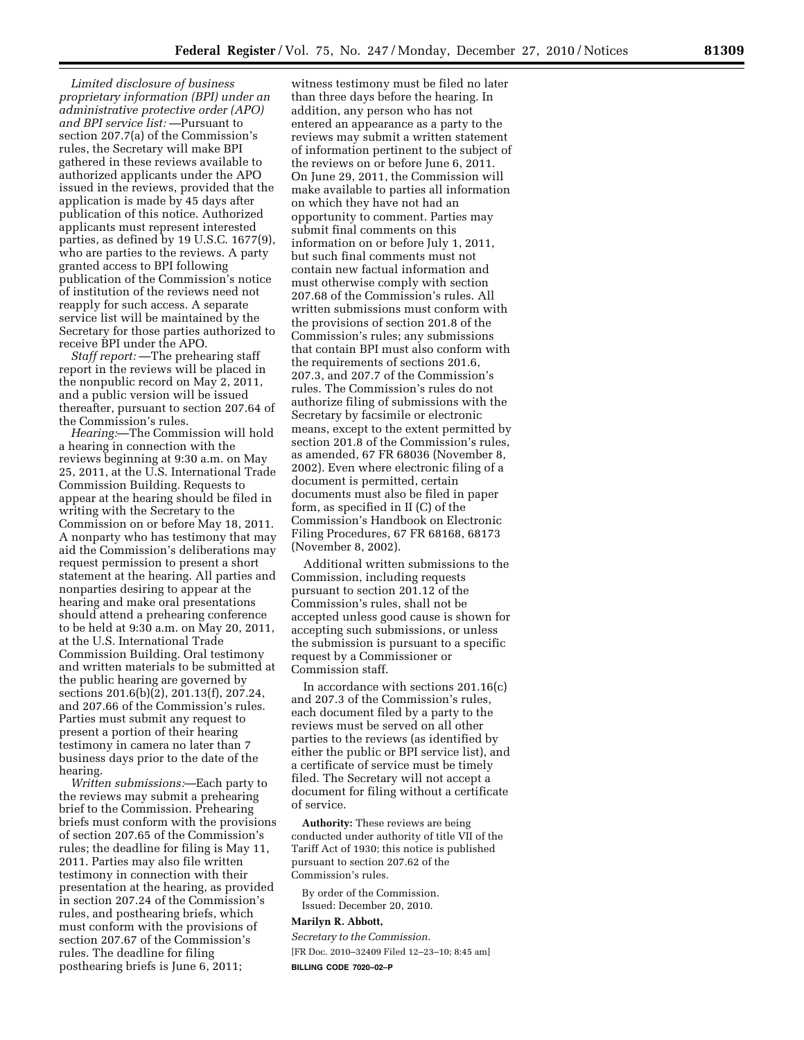*Limited disclosure of business proprietary information (BPI) under an administrative protective order (APO) and BPI service list:* —Pursuant to section 207.7(a) of the Commission's rules, the Secretary will make BPI gathered in these reviews available to authorized applicants under the APO issued in the reviews, provided that the application is made by 45 days after publication of this notice. Authorized applicants must represent interested parties, as defined by 19 U.S.C. 1677(9), who are parties to the reviews. A party granted access to BPI following publication of the Commission's notice of institution of the reviews need not reapply for such access. A separate service list will be maintained by the Secretary for those parties authorized to receive BPI under the APO.

*Staff report:* —The prehearing staff report in the reviews will be placed in the nonpublic record on May 2, 2011, and a public version will be issued thereafter, pursuant to section 207.64 of the Commission's rules.

*Hearing:*—The Commission will hold a hearing in connection with the reviews beginning at 9:30 a.m. on May 25, 2011, at the U.S. International Trade Commission Building. Requests to appear at the hearing should be filed in writing with the Secretary to the Commission on or before May 18, 2011. A nonparty who has testimony that may aid the Commission's deliberations may request permission to present a short statement at the hearing. All parties and nonparties desiring to appear at the hearing and make oral presentations should attend a prehearing conference to be held at 9:30 a.m. on May 20, 2011, at the U.S. International Trade Commission Building. Oral testimony and written materials to be submitted at the public hearing are governed by sections 201.6(b)(2), 201.13(f), 207.24, and 207.66 of the Commission's rules. Parties must submit any request to present a portion of their hearing testimony in camera no later than 7 business days prior to the date of the hearing.

*Written submissions:*—Each party to the reviews may submit a prehearing brief to the Commission. Prehearing briefs must conform with the provisions of section 207.65 of the Commission's rules; the deadline for filing is May 11, 2011. Parties may also file written testimony in connection with their presentation at the hearing, as provided in section 207.24 of the Commission's rules, and posthearing briefs, which must conform with the provisions of section 207.67 of the Commission's rules. The deadline for filing posthearing briefs is June 6, 2011; witness testimony must be filed no later than three days before the hearing. In addition, any person who has not entered an appearance as a party to the reviews may submit a written statement of information pertinent to the subject of the reviews on or before June 6, 2011. On June 29, 2011, the Commission will make available to parties all information on which they have not had an opportunity to comment. Parties may submit final comments on this information on or before July 1, 2011, but such final comments must not contain new factual information and must otherwise comply with section 207.68 of the Commission's rules. All written submissions must conform with the provisions of section 201.8 of the Commission's rules; any submissions that contain BPI must also conform with the requirements of sections 201.6, 207.3, and 207.7 of the Commission's rules. The Commission's rules do not authorize filing of submissions with the Secretary by facsimile or electronic means, except to the extent permitted by section 201.8 of the Commission's rules, as amended, 67 FR 68036 (November 8, 2002). Even where electronic filing of a document is permitted, certain documents must also be filed in paper form, as specified in II (C) of the Commission's Handbook on Electronic Filing Procedures, 67 FR 68168, 68173 (November 8, 2002).

Additional written submissions to the Commission, including requests pursuant to section 201.12 of the Commission's rules, shall not be accepted unless good cause is shown for accepting such submissions, or unless the submission is pursuant to a specific request by a Commissioner or Commission staff.

In accordance with sections 201.16(c) and 207.3 of the Commission's rules, each document filed by a party to the reviews must be served on all other parties to the reviews (as identified by either the public or BPI service list), and a certificate of service must be timely filed. The Secretary will not accept a document for filing without a certificate of service.

**Authority:** These reviews are being conducted under authority of title VII of the Tariff Act of 1930; this notice is published pursuant to section 207.62 of the Commission's rules.

By order of the Commission.

Issued: December 20, 2010.

**Marilyn R. Abbott,**

*Secretary to the Commission.*

[FR Doc. 2010–32409 Filed 12–23–10; 8:45 am]

**BILLING CODE 7020–02–P**